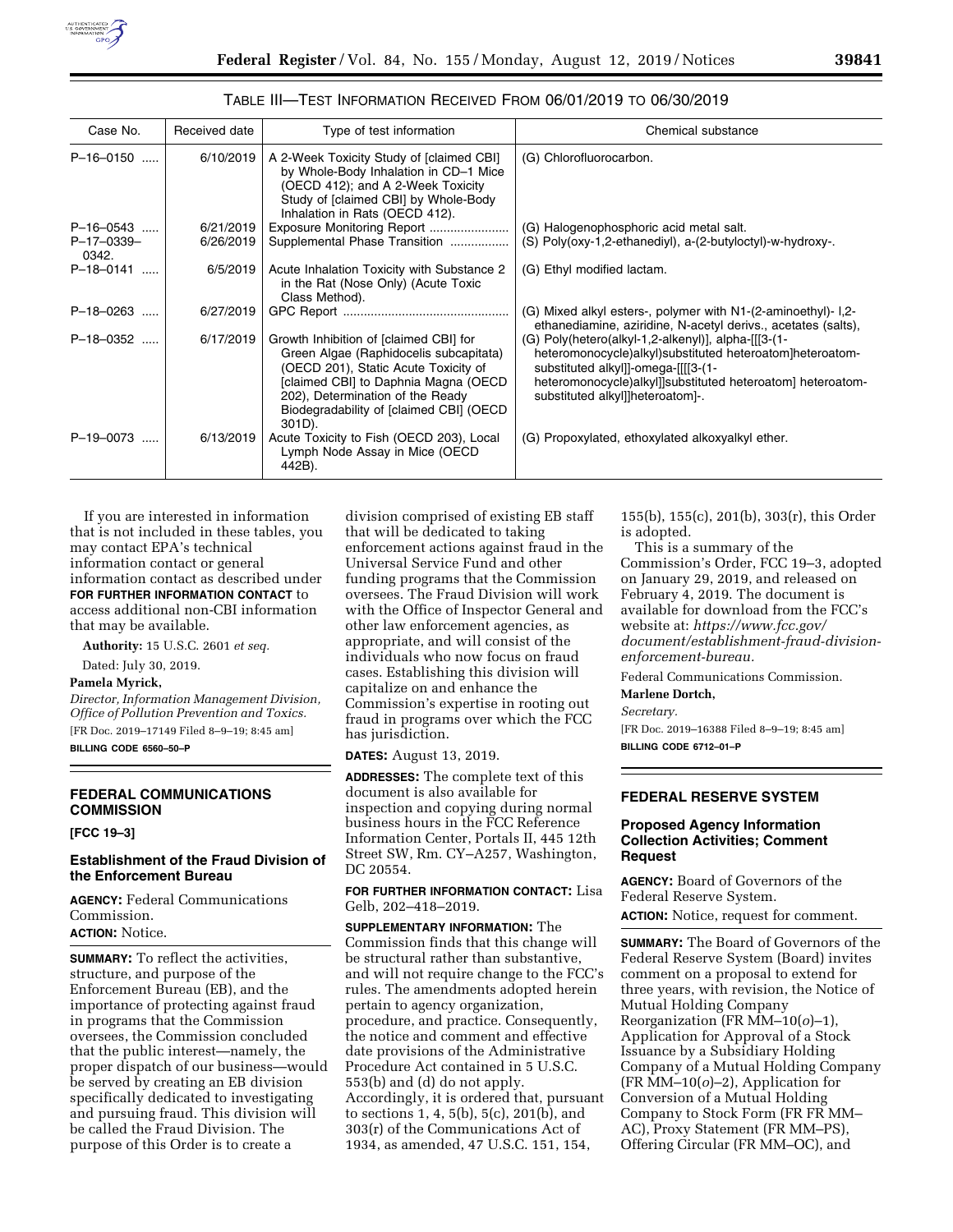TABLE III—TEST INFORMATION RECEIVED FROM 06/01/2019 TO 06/30/2019

| Case No. | Received date | Type of test information | Chemical substance |
| --- | --- | --- | --- |
| P–16–0150 | 6/10/2019 | A 2-Week Toxicity Study of [claimed CBI] by Whole-Body Inhalation in CD–1 Mice (OECD 412); and A 2-Week Toxicity Study of [claimed CBI] by Whole-Body Inhalation in Rats (OECD 412). | (G) Chlorofluorocarbon. |
| P–16–0543 | 6/21/2019 | Exposure Monitoring Report | (G) Halogenophosphoric acid metal salt. |
| P–17–0339–0342. | 6/26/2019 | Supplemental Phase Transition | (S) Poly(oxy-1,2-ethanediyl), a-(2-butyloctyl)-w-hydroxy-. |
| P–18–0141 | 6/5/2019 | Acute Inhalation Toxicity with Substance 2 in the Rat (Nose Only) (Acute Toxic Class Method). | (G) Ethyl modified lactam. |
| P–18–0263 | 6/27/2019 | GPC Report | (G) Mixed alkyl esters-, polymer with N1-(2-aminoethyl)- l,2-ethanediamine, aziridine, N-acetyl derivs., acetates (salts), |
| P–18–0352 | 6/17/2019 | Growth Inhibition of [claimed CBI] for Green Algae (Raphidocelis subcapitata) (OECD 201), Static Acute Toxicity of [claimed CBI] to Daphnia Magna (OECD 202), Determination of the Ready Biodegradability of [claimed CBI] (OECD 301D). | (G) Poly(hetero(alkyl-1,2-alkenyl)), alpha-[[[3-(1-heteromonocycle)alkyl)substituted heteroatom]heteroatom-substituted alkyl]]-omega-[[[[3-(1-heteromonocycle)alkyl]]substituted heteroatom] heteroatom-substituted alkyl]]heteroatom]-. |
| P–19–0073 | 6/13/2019 | Acute Toxicity to Fish (OECD 203), Local Lymph Node Assay in Mice (OECD 442B). | (G) Propoxylated, ethoxylated alkoxyalkyl ether. |

If you are interested in information that is not included in these tables, you may contact EPA's technical information contact or general information contact as described under **FOR FURTHER INFORMATION CONTACT** to access additional non-CBI information that may be available.

**Authority:** 15 U.S.C. 2601 *et seq.*

Dated: July 30, 2019.

**Pamela Myrick,**

*Director, Information Management Division, Office of Pollution Prevention and Toxics.*

[FR Doc. 2019–17149 Filed 8–9–19; 8:45 am]

**BILLING CODE 6560–50–P**

## FEDERAL COMMUNICATIONS COMMISSION

**[FCC 19–3]**

### Establishment of the Fraud Division of the Enforcement Bureau

**AGENCY:** Federal Communications Commission.

**ACTION:** Notice.

**SUMMARY:** To reflect the activities, structure, and purpose of the Enforcement Bureau (EB), and the importance of protecting against fraud in programs that the Commission oversees, the Commission concluded that the public interest—namely, the proper dispatch of our business—would be served by creating an EB division specifically dedicated to investigating and pursuing fraud. This division will be called the Fraud Division. The purpose of this Order is to create a division comprised of existing EB staff that will be dedicated to taking enforcement actions against fraud in the Universal Service Fund and other funding programs that the Commission oversees. The Fraud Division will work with the Office of Inspector General and other law enforcement agencies, as appropriate, and will consist of the individuals who now focus on fraud cases. Establishing this division will capitalize on and enhance the Commission's expertise in rooting out fraud in programs over which the FCC has jurisdiction.

**DATES:** August 13, 2019.

**ADDRESSES:** The complete text of this document is also available for inspection and copying during normal business hours in the FCC Reference Information Center, Portals II, 445 12th Street SW, Rm. CY–A257, Washington, DC 20554.

**FOR FURTHER INFORMATION CONTACT:** Lisa Gelb, 202–418–2019.

**SUPPLEMENTARY INFORMATION:** The Commission finds that this change will be structural rather than substantive, and will not require change to the FCC's rules. The amendments adopted herein pertain to agency organization, procedure, and practice. Consequently, the notice and comment and effective date provisions of the Administrative Procedure Act contained in 5 U.S.C. 553(b) and (d) do not apply. Accordingly, it is ordered that, pursuant to sections 1, 4, 5(b), 5(c), 201(b), and 303(r) of the Communications Act of 1934, as amended, 47 U.S.C. 151, 154, 155(b), 155(c), 201(b), 303(r), this Order is adopted.

This is a summary of the Commission's Order, FCC 19–3, adopted on January 29, 2019, and released on February 4, 2019. The document is available for download from the FCC's website at: *https://www.fcc.gov/document/establishment-fraud-division-enforcement-bureau.*

Federal Communications Commission.

**Marlene Dortch,**

*Secretary.*

[FR Doc. 2019–16388 Filed 8–9–19; 8:45 am]

**BILLING CODE 6712–01–P**

## FEDERAL RESERVE SYSTEM

### Proposed Agency Information Collection Activities; Comment Request

**AGENCY:** Board of Governors of the Federal Reserve System.

**ACTION:** Notice, request for comment.

**SUMMARY:** The Board of Governors of the Federal Reserve System (Board) invites comment on a proposal to extend for three years, with revision, the Notice of Mutual Holding Company Reorganization (FR MM–10(*o*)–1), Application for Approval of a Stock Issuance by a Subsidiary Holding Company of a Mutual Holding Company (FR MM–10(*o*)–2), Application for Conversion of a Mutual Holding Company to Stock Form (FR FR MM–AC), Proxy Statement (FR MM–PS), Offering Circular (FR MM–OC), and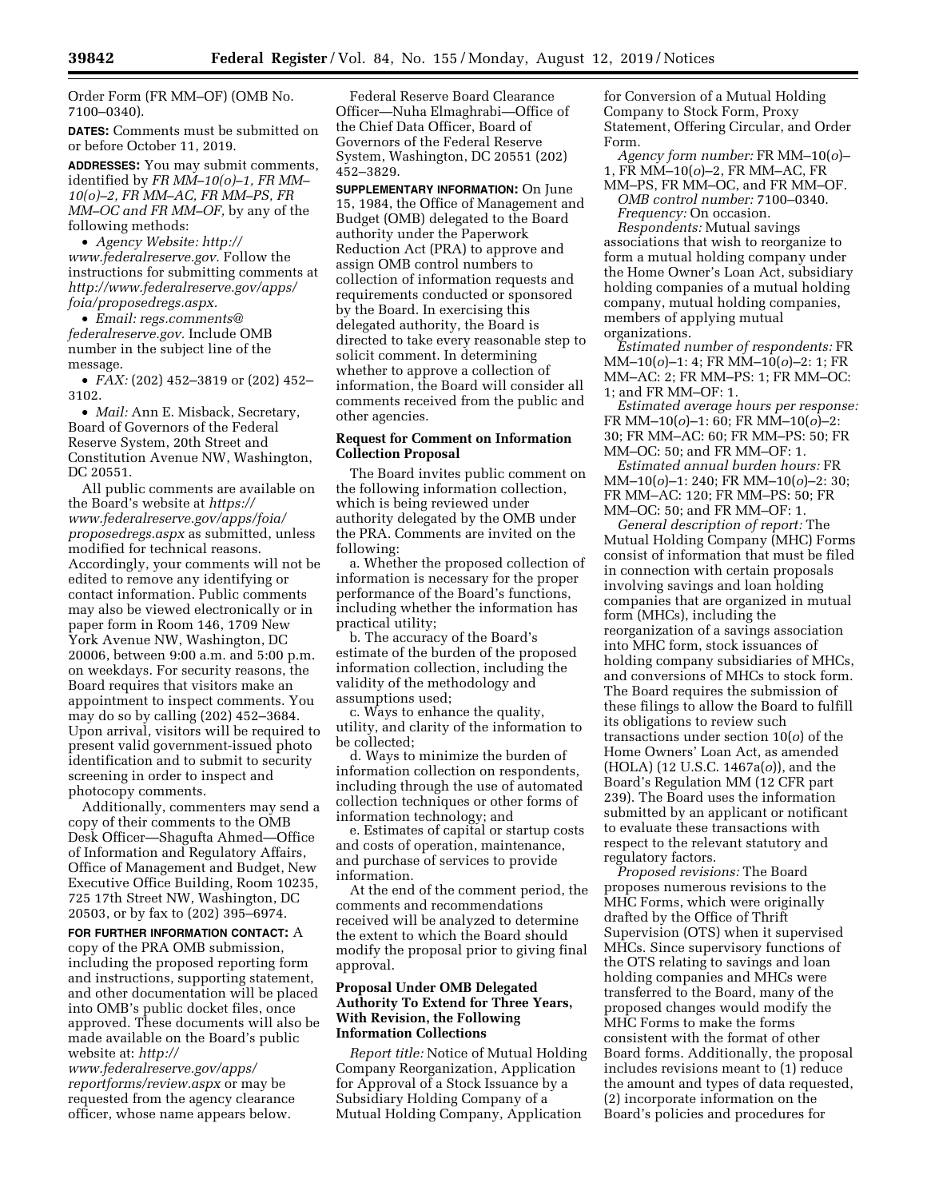Order Form (FR MM–OF) (OMB No. 7100–0340).

**DATES:** Comments must be submitted on or before October 11, 2019.

**ADDRESSES:** You may submit comments, identified by *FR MM–10(o)–1, FR MM–10(o)–2, FR MM–AC, FR MM–PS, FR MM–OC and FR MM–OF,* by any of the following methods:

- *Agency Website: http://www.federalreserve.gov.* Follow the instructions for submitting comments at *http://www.federalreserve.gov/apps/foia/proposedregs.aspx.*
- *Email: regs.comments@federalreserve.gov.* Include OMB number in the subject line of the message.
- *FAX:* (202) 452–3819 or (202) 452–3102.
- *Mail:* Ann E. Misback, Secretary, Board of Governors of the Federal Reserve System, 20th Street and Constitution Avenue NW, Washington, DC 20551.

All public comments are available on the Board's website at *https://www.federalreserve.gov/apps/foia/proposedregs.aspx* as submitted, unless modified for technical reasons. Accordingly, your comments will not be edited to remove any identifying or contact information. Public comments may also be viewed electronically or in paper form in Room 146, 1709 New York Avenue NW, Washington, DC 20006, between 9:00 a.m. and 5:00 p.m. on weekdays. For security reasons, the Board requires that visitors make an appointment to inspect comments. You may do so by calling (202) 452–3684. Upon arrival, visitors will be required to present valid government-issued photo identification and to submit to security screening in order to inspect and photocopy comments.

Additionally, commenters may send a copy of their comments to the OMB Desk Officer—Shagufta Ahmed—Office of Information and Regulatory Affairs, Office of Management and Budget, New Executive Office Building, Room 10235, 725 17th Street NW, Washington, DC 20503, or by fax to (202) 395–6974.

**FOR FURTHER INFORMATION CONTACT:** A copy of the PRA OMB submission, including the proposed reporting form and instructions, supporting statement, and other documentation will be placed into OMB's public docket files, once approved. These documents will also be made available on the Board's public website at: *http://www.federalreserve.gov/apps/reportforms/review.aspx* or may be requested from the agency clearance officer, whose name appears below.

Federal Reserve Board Clearance Officer—Nuha Elmaghrabi—Office of the Chief Data Officer, Board of Governors of the Federal Reserve System, Washington, DC 20551 (202) 452–3829.

**SUPPLEMENTARY INFORMATION:** On June 15, 1984, the Office of Management and Budget (OMB) delegated to the Board authority under the Paperwork Reduction Act (PRA) to approve and assign OMB control numbers to collection of information requests and requirements conducted or sponsored by the Board. In exercising this delegated authority, the Board is directed to take every reasonable step to solicit comment. In determining whether to approve a collection of information, the Board will consider all comments received from the public and other agencies.

## Request for Comment on Information Collection Proposal

The Board invites public comment on the following information collection, which is being reviewed under authority delegated by the OMB under the PRA. Comments are invited on the following:

a. Whether the proposed collection of information is necessary for the proper performance of the Board's functions, including whether the information has practical utility;

b. The accuracy of the Board's estimate of the burden of the proposed information collection, including the validity of the methodology and assumptions used;

c. Ways to enhance the quality, utility, and clarity of the information to be collected;

d. Ways to minimize the burden of information collection on respondents, including through the use of automated collection techniques or other forms of information technology; and

e. Estimates of capital or startup costs and costs of operation, maintenance, and purchase of services to provide information.

At the end of the comment period, the comments and recommendations received will be analyzed to determine the extent to which the Board should modify the proposal prior to giving final approval.

## Proposal Under OMB Delegated Authority To Extend for Three Years, With Revision, the Following Information Collections

*Report title:* Notice of Mutual Holding Company Reorganization, Application for Approval of a Stock Issuance by a Subsidiary Holding Company of a Mutual Holding Company, Application for Conversion of a Mutual Holding Company to Stock Form, Proxy Statement, Offering Circular, and Order Form.

*Agency form number:* FR MM–10(*o*)–1, FR MM–10(*o*)–2, FR MM–AC, FR MM–PS, FR MM–OC, and FR MM–OF.

*OMB control number:* 7100–0340.

*Frequency:* On occasion.

*Respondents:* Mutual savings associations that wish to reorganize to form a mutual holding company under the Home Owner's Loan Act, subsidiary holding companies of a mutual holding company, mutual holding companies, members of applying mutual organizations.

*Estimated number of respondents:* FR MM–10(*o*)–1: 4; FR MM–10(*o*)–2: 1; FR MM–AC: 2; FR MM–PS: 1; FR MM–OC: 1; and FR MM–OF: 1.

*Estimated average hours per response:* FR MM–10(*o*)–1: 60; FR MM–10(*o*)–2: 30; FR MM–AC: 60; FR MM–PS: 50; FR MM–OC: 50; and FR MM–OF: 1.

*Estimated annual burden hours:* FR MM–10(*o*)–1: 240; FR MM–10(*o*)–2: 30; FR MM–AC: 120; FR MM–PS: 50; FR MM–OC: 50; and FR MM–OF: 1.

*General description of report:* The Mutual Holding Company (MHC) Forms consist of information that must be filed in connection with certain proposals involving savings and loan holding companies that are organized in mutual form (MHCs), including the reorganization of a savings association into MHC form, stock issuances of holding company subsidiaries of MHCs, and conversions of MHCs to stock form. The Board requires the submission of these filings to allow the Board to fulfill its obligations to review such transactions under section 10(*o*) of the Home Owners' Loan Act, as amended (HOLA) (12 U.S.C. 1467a(*o*)), and the Board's Regulation MM (12 CFR part 239). The Board uses the information submitted by an applicant or notificant to evaluate these transactions with respect to the relevant statutory and regulatory factors.

*Proposed revisions:* The Board proposes numerous revisions to the MHC Forms, which were originally drafted by the Office of Thrift Supervision (OTS) when it supervised MHCs. Since supervisory functions of the OTS relating to savings and loan holding companies and MHCs were transferred to the Board, many of the proposed changes would modify the MHC Forms to make the forms consistent with the format of other Board forms. Additionally, the proposal includes revisions meant to (1) reduce the amount and types of data requested, (2) incorporate information on the Board's policies and procedures for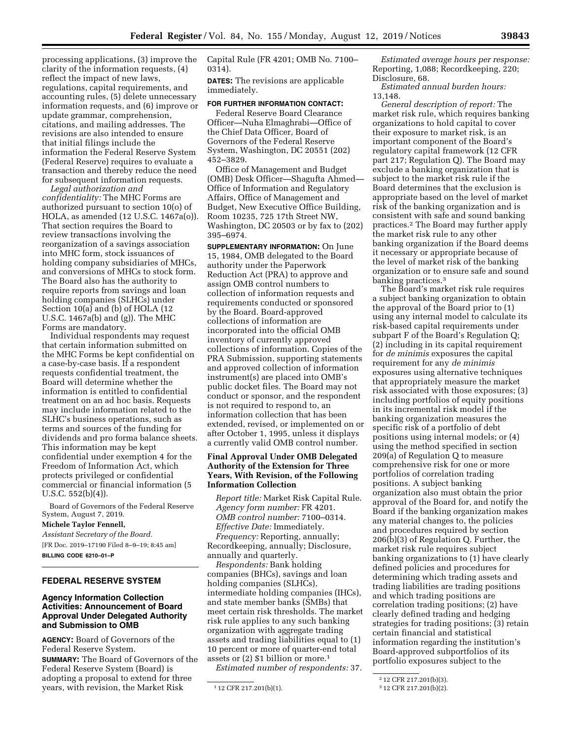processing applications, (3) improve the clarity of the information requests, (4) reflect the impact of new laws, regulations, capital requirements, and accounting rules, (5) delete unnecessary information requests, and (6) improve or update grammar, comprehension, citations, and mailing addresses. The revisions are also intended to ensure that initial filings include the information the Federal Reserve System (Federal Reserve) requires to evaluate a transaction and thereby reduce the need for subsequent information requests.

*Legal authorization and confidentiality:* The MHC Forms are authorized pursuant to section 10(o) of HOLA, as amended (12 U.S.C. 1467a(o)). That section requires the Board to review transactions involving the reorganization of a savings association into MHC form, stock issuances of holding company subsidiaries of MHCs, and conversions of MHCs to stock form. The Board also has the authority to require reports from savings and loan holding companies (SLHCs) under Section 10(a) and (b) of HOLA (12 U.S.C. 1467a(b) and (g)). The MHC Forms are mandatory.

Individual respondents may request that certain information submitted on the MHC Forms be kept confidential on a case-by-case basis. If a respondent requests confidential treatment, the Board will determine whether the information is entitled to confidential treatment on an ad hoc basis. Requests may include information related to the SLHC's business operations, such as terms and sources of the funding for dividends and pro forma balance sheets. This information may be kept confidential under exemption 4 for the Freedom of Information Act, which protects privileged or confidential commercial or financial information (5 U.S.C. 552(b)(4)).

Board of Governors of the Federal Reserve System, August 7, 2019.

**Michele Taylor Fennell,**

*Assistant Secretary of the Board.*

[FR Doc. 2019–17190 Filed 8–9–19; 8:45 am]

**BILLING CODE 6210–01–P**

## FEDERAL RESERVE SYSTEM

### Agency Information Collection Activities: Announcement of Board Approval Under Delegated Authority and Submission to OMB

**AGENCY:** Board of Governors of the Federal Reserve System.

**SUMMARY:** The Board of Governors of the Federal Reserve System (Board) is adopting a proposal to extend for three years, with revision, the Market Risk Capital Rule (FR 4201; OMB No. 7100–0314).

**DATES:** The revisions are applicable immediately.

**FOR FURTHER INFORMATION CONTACT:**

Federal Reserve Board Clearance Officer—Nuha Elmaghrabi—Office of the Chief Data Officer, Board of Governors of the Federal Reserve System, Washington, DC 20551 (202) 452–3829.

Office of Management and Budget (OMB) Desk Officer—Shagufta Ahmed—Office of Information and Regulatory Affairs, Office of Management and Budget, New Executive Office Building, Room 10235, 725 17th Street NW, Washington, DC 20503 or by fax to (202) 395–6974.

**SUPPLEMENTARY INFORMATION:** On June 15, 1984, OMB delegated to the Board authority under the Paperwork Reduction Act (PRA) to approve and assign OMB control numbers to collection of information requests and requirements conducted or sponsored by the Board. Board-approved collections of information are incorporated into the official OMB inventory of currently approved collections of information. Copies of the PRA Submission, supporting statements and approved collection of information instrument(s) are placed into OMB's public docket files. The Board may not conduct or sponsor, and the respondent is not required to respond to, an information collection that has been extended, revised, or implemented on or after October 1, 1995, unless it displays a currently valid OMB control number.

### Final Approval Under OMB Delegated Authority of the Extension for Three Years, With Revision, of the Following Information Collection

*Report title:* Market Risk Capital Rule.

*Agency form number:* FR 4201.

*OMB control number:* 7100–0314.

*Effective Date:* Immediately.

*Frequency:* Reporting, annually; Recordkeeping, annually; Disclosure, annually and quarterly.

*Respondents:* Bank holding companies (BHCs), savings and loan holding companies (SLHCs), intermediate holding companies (IHCs), and state member banks (SMBs) that meet certain risk thresholds. The market risk rule applies to any such banking organization with aggregate trading assets and trading liabilities equal to (1) 10 percent or more of quarter-end total assets or (2) $1 billion or more.[1]

*Estimated number of respondents:* 37.

*Estimated average hours per response:* Reporting, 1,088; Recordkeeping, 220; Disclosure, 68.

*Estimated annual burden hours:* 13,148.

*General description of report:* The market risk rule, which requires banking organizations to hold capital to cover their exposure to market risk, is an important component of the Board's regulatory capital framework (12 CFR part 217; Regulation Q). The Board may exclude a banking organization that is subject to the market risk rule if the Board determines that the exclusion is appropriate based on the level of market risk of the banking organization and is consistent with safe and sound banking practices.[2] The Board may further apply the market risk rule to any other banking organization if the Board deems it necessary or appropriate because of the level of market risk of the banking organization or to ensure safe and sound banking practices.[3]

The Board's market risk rule requires a subject banking organization to obtain the approval of the Board prior to (1) using any internal model to calculate its risk-based capital requirements under subpart F of the Board's Regulation Q; (2) including in its capital requirement for *de minimis* exposures the capital requirement for any *de minimis* exposures using alternative techniques that appropriately measure the market risk associated with those exposures; (3) including portfolios of equity positions in its incremental risk model if the banking organization measures the specific risk of a portfolio of debt positions using internal models; or (4) using the method specified in section 209(a) of Regulation Q to measure comprehensive risk for one or more portfolios of correlation trading positions. A subject banking organization also must obtain the prior approval of the Board for, and notify the Board if the banking organization makes any material changes to, the policies and procedures required by section 206(b)(3) of Regulation Q. Further, the market risk rule requires subject banking organizations to (1) have clearly defined policies and procedures for determining which trading assets and trading liabilities are trading positions and which trading positions are correlation trading positions; (2) have clearly defined trading and hedging strategies for trading positions; (3) retain certain financial and statistical information regarding the institution's Board-approved subportfolios of its portfolio exposures subject to the

[1] 12 CFR 217.201(b)(1).

[2] 12 CFR 217.201(b)(3).

[3] 12 CFR 217.201(b)(2).